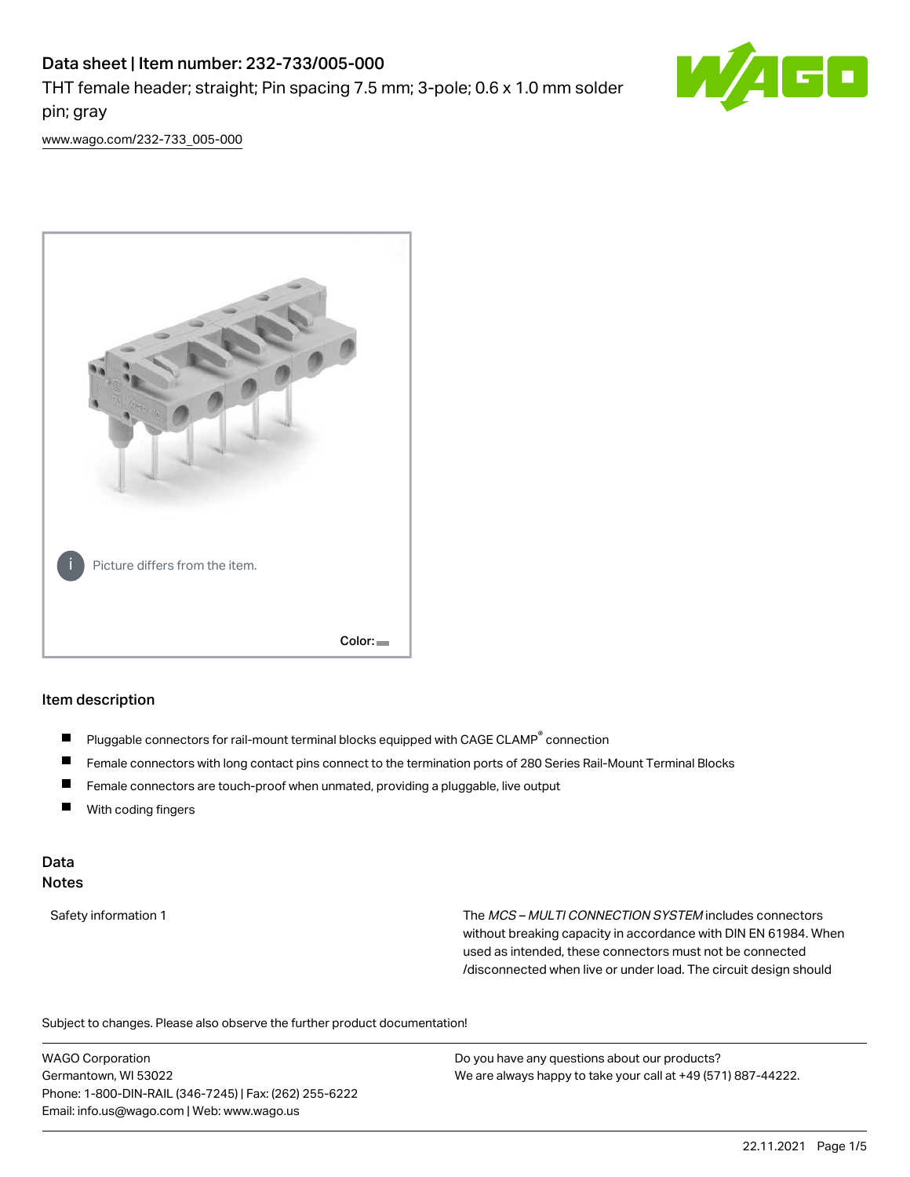# Data sheet | Item number: 232-733/005-000

THT female header; straight; Pin spacing 7.5 mm; 3-pole; 0.6 x 1.0 mm solder pin; gray

www.wago.com/232-733_005-000

Picture differs from the item.

Color:

## Item description

- Pluggable connectors for rail-mount terminal blocks equipped with CAGE CLAMP® connection
- Female connectors with long contact pins connect to the termination ports of 280 Series Rail-Mount Terminal Blocks
- Female connectors are touch-proof when unmated, providing a pluggable, live output
- With coding fingers

## Data

### Notes

| | |
|---|---|
| Safety information 1 | The *MCS – MULTI CONNECTION SYSTEM* includes connectors without breaking capacity in accordance with DIN EN 61984. When used as intended, these connectors must not be connected /disconnected when live or under load. The circuit design should |

Subject to changes. Please also observe the further product documentation!

WAGO Corporation
Germantown, WI 53022
Phone: 1-800-DIN-RAIL (346-7245) | Fax: (262) 255-6222
Email: info.us@wago.com | Web: www.wago.us

Do you have any questions about our products?
We are always happy to take your call at +49 (571) 887-44222.

22.11.2021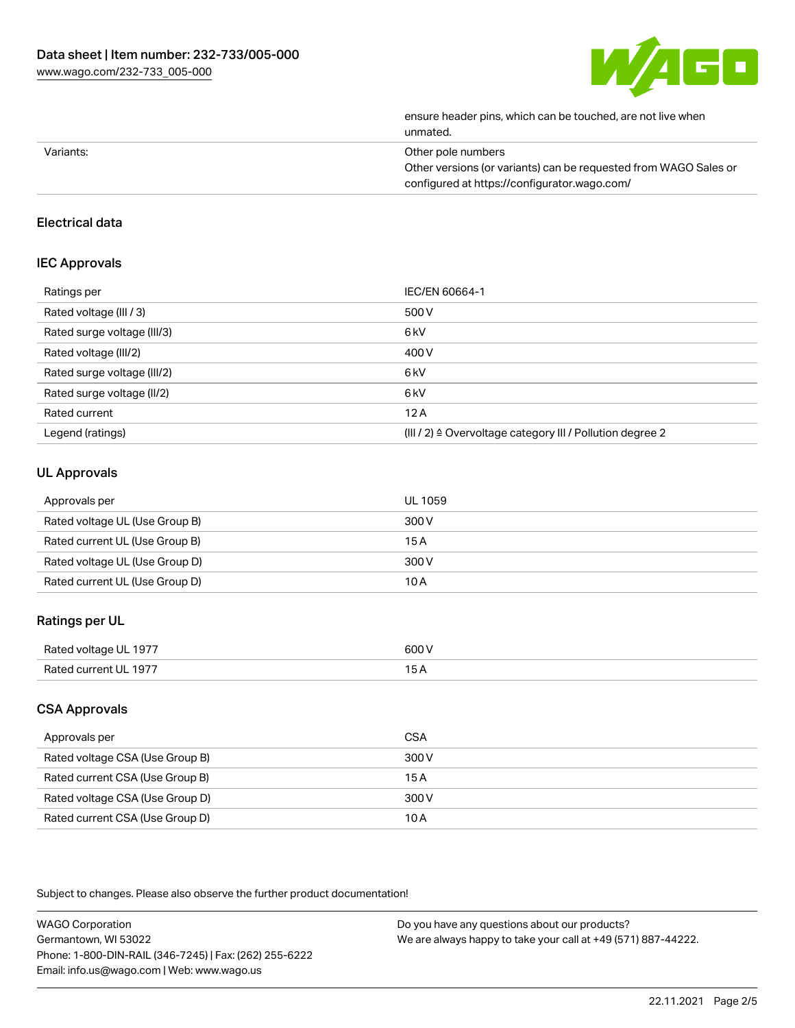| | |
|---|---|
| | ensure header pins, which can be touched, are not live when unmated. |
| Variants: | Other pole numbers<br>Other versions (or variants) can be requested from WAGO Sales or configured at https://configurator.wago.com/ |

## Electrical data

### IEC Approvals

| | |
|---|---|
| Ratings per | IEC/EN 60664-1 |
| Rated voltage (III / 3) | 500 V |
| Rated surge voltage (III/3) | 6 kV |
| Rated voltage (III/2) | 400 V |
| Rated surge voltage (III/2) | 6 kV |
| Rated surge voltage (II/2) | 6 kV |
| Rated current | 12 A |
| Legend (ratings) | (III / 2) ≙ Overvoltage category III / Pollution degree 2 |

### UL Approvals

| | |
|---|---|
| Approvals per | UL 1059 |
| Rated voltage UL (Use Group B) | 300 V |
| Rated current UL (Use Group B) | 15 A |
| Rated voltage UL (Use Group D) | 300 V |
| Rated current UL (Use Group D) | 10 A |

### Ratings per UL

| | |
|---|---|
| Rated voltage UL 1977 | 600 V |
| Rated current UL 1977 | 15 A |

### CSA Approvals

| | |
|---|---|
| Approvals per | CSA |
| Rated voltage CSA (Use Group B) | 300 V |
| Rated current CSA (Use Group B) | 15 A |
| Rated voltage CSA (Use Group D) | 300 V |
| Rated current CSA (Use Group D) | 10 A |

Subject to changes. Please also observe the further product documentation!

WAGO Corporation
Germantown, WI 53022
Phone: 1-800-DIN-RAIL (346-7245) | Fax: (262) 255-6222
Email: info.us@wago.com | Web: www.wago.us

Do you have any questions about our products?
We are always happy to take your call at +49 (571) 887-44222.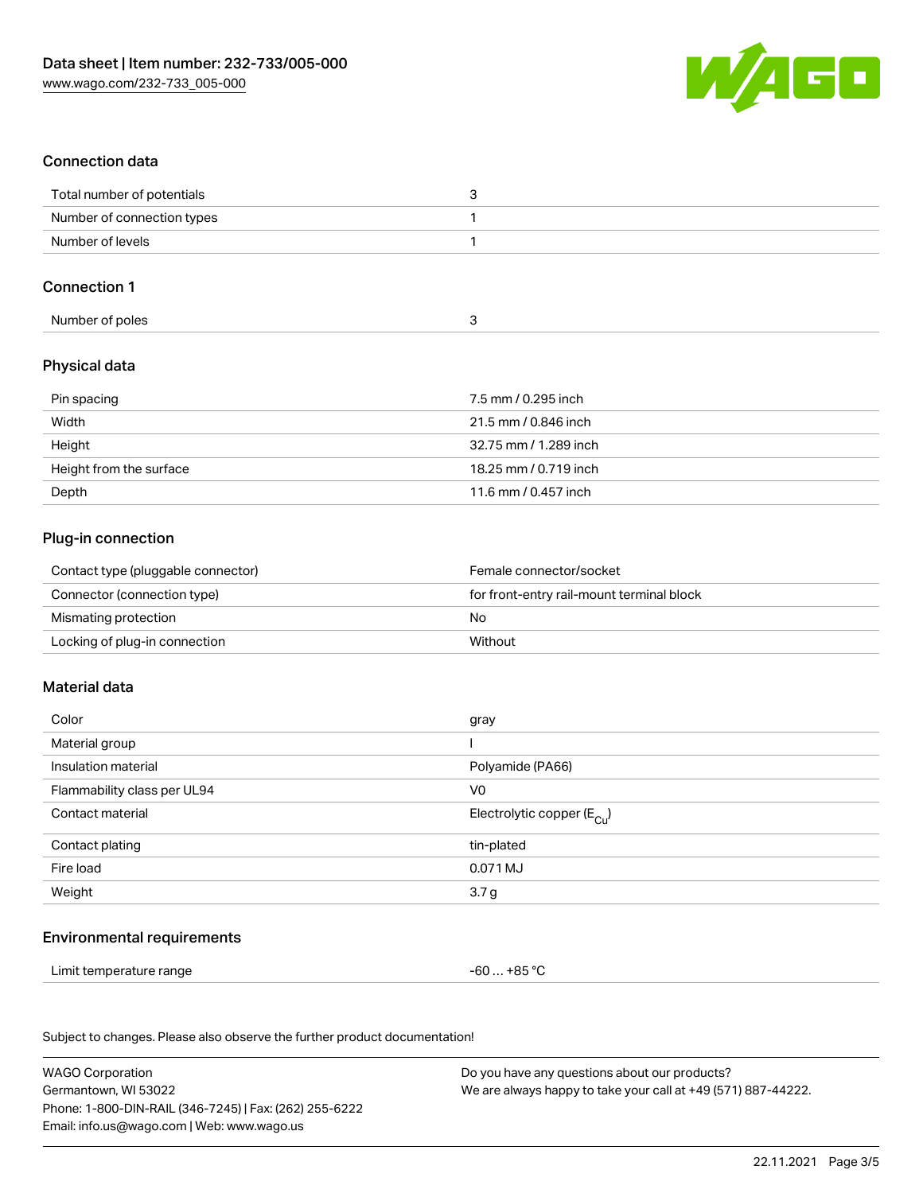## Connection data

| | |
|---|---|
| Total number of potentials | 3 |
| Number of connection types | 1 |
| Number of levels | 1 |

## Connection 1

| | |
|---|---|
| Number of poles | 3 |

## Physical data

| | |
|---|---|
| Pin spacing | 7.5 mm / 0.295 inch |
| Width | 21.5 mm / 0.846 inch |
| Height | 32.75 mm / 1.289 inch |
| Height from the surface | 18.25 mm / 0.719 inch |
| Depth | 11.6 mm / 0.457 inch |

## Plug-in connection

| | |
|---|---|
| Contact type (pluggable connector) | Female connector/socket |
| Connector (connection type) | for front-entry rail-mount terminal block |
| Mismating protection | No |
| Locking of plug-in connection | Without |

## Material data

| | |
|---|---|
| Color | gray |
| Material group | I |
| Insulation material | Polyamide (PA66) |
| Flammability class per UL94 | V0 |
| Contact material | Electrolytic copper ($E_{Cu}$) |
| Contact plating | tin-plated |
| Fire load | 0.071 MJ |
| Weight | 3.7 g |

## Environmental requirements

| | |
|---|---|
| Limit temperature range | -60 … +85 °C |

Subject to changes. Please also observe the further product documentation!

WAGO Corporation
Germantown, WI 53022
Phone: 1-800-DIN-RAIL (346-7245) | Fax: (262) 255-6222
Email: info.us@wago.com | Web: www.wago.us

Do you have any questions about our products?
We are always happy to take your call at +49 (571) 887-44222.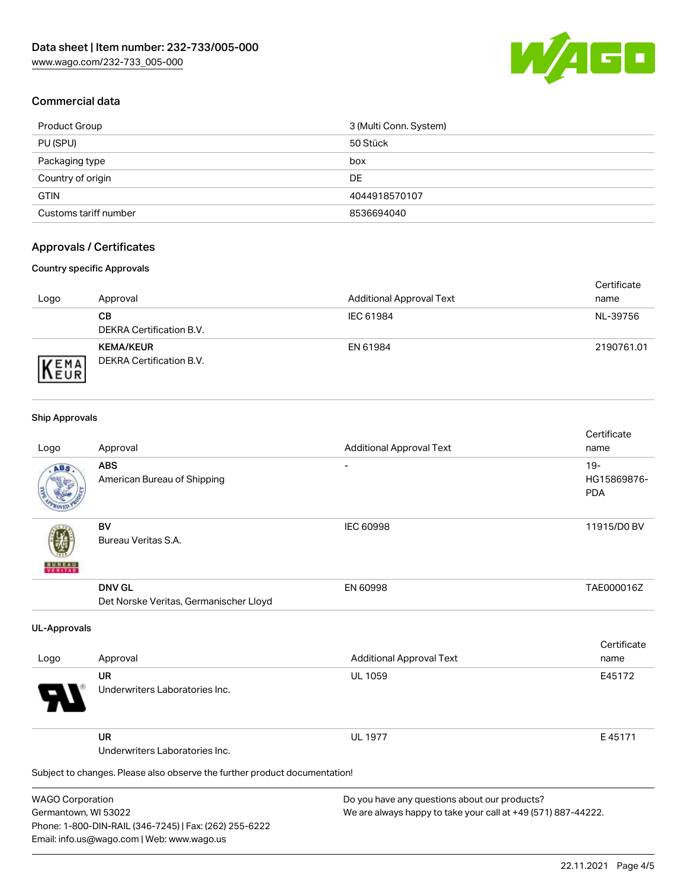## Commercial data

| | |
|---|---|
| Product Group | 3 (Multi Conn. System) |
| PU (SPU) | 50 Stück |
| Packaging type | box |
| Country of origin | DE |
| GTIN | 4044918570107 |
| Customs tariff number | 8536694040 |

## Approvals / Certificates

### Country specific Approvals

| Logo | Approval | Additional Approval Text | Certificate name |
|---|---|---|---|
| | **CB**<br>DEKRA Certification B.V. | IEC 61984 | NL-39756 |
| | **KEMA/KEUR**<br>DEKRA Certification B.V. | EN 61984 | 2190761.01 |

### Ship Approvals

| Logo | Approval | Additional Approval Text | Certificate name |
|---|---|---|---|
| | **ABS**<br>American Bureau of Shipping | - | 19-HG15869876-PDA |
| | **BV**<br>Bureau Veritas S.A. | IEC 60998 | 11915/D0 BV |
| | **DNV GL**<br>Det Norske Veritas, Germanischer Lloyd | EN 60998 | TAE000016Z |

### UL-Approvals

| Logo | Approval | Additional Approval Text | Certificate name |
|---|---|---|---|
| | **UR**<br>Underwriters Laboratories Inc. | UL 1059 | E45172 |
| | **UR**<br>Underwriters Laboratories Inc. | UL 1977 | E 45171 |

Subject to changes. Please also observe the further product documentation!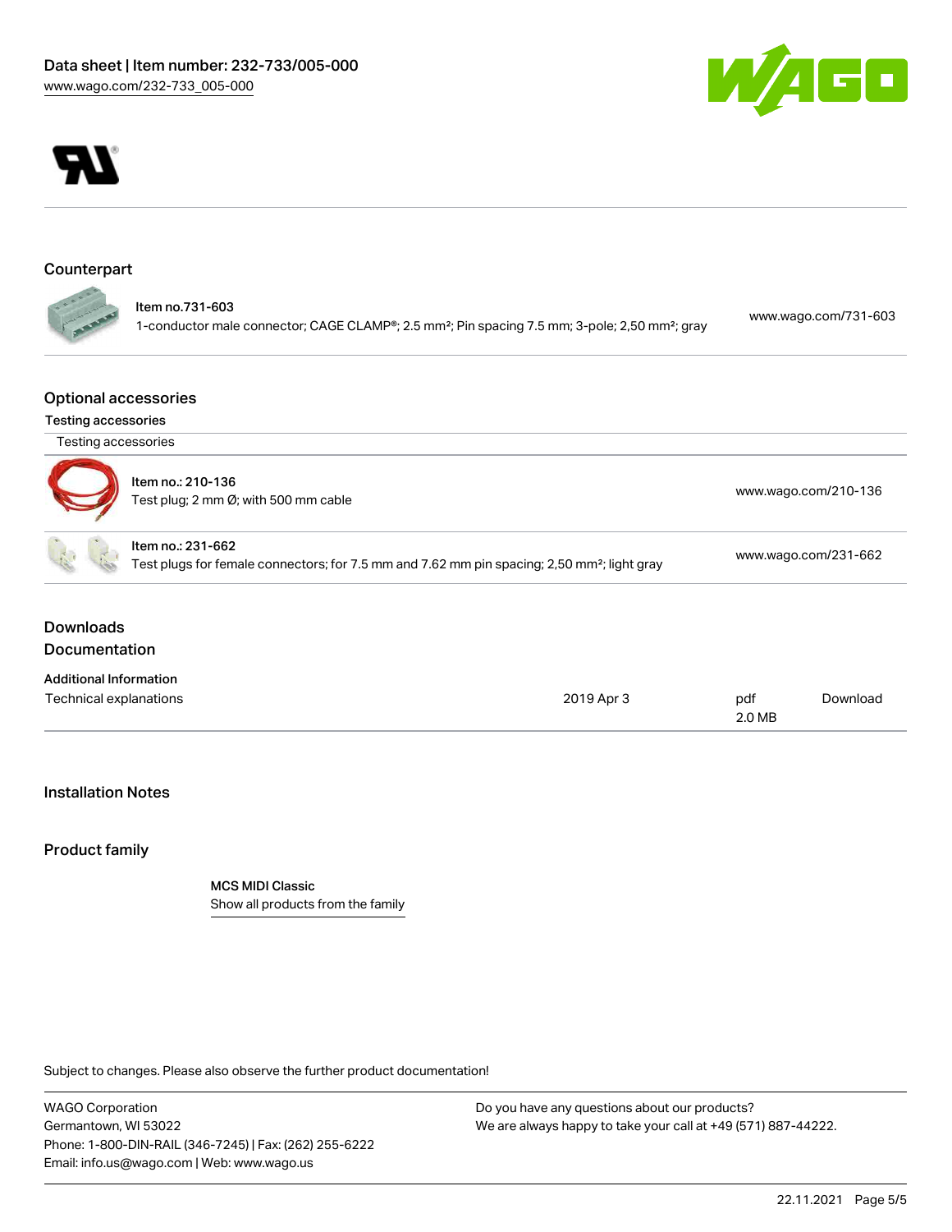## Counterpart

| | | |
|---|---|---|
| | Item no.731-603<br>1-conductor male connector; CAGE CLAMP®; 2.5 mm²; Pin spacing 7.5 mm; 3-pole; 2,50 mm²; gray | www.wago.com/731-603 |

## Optional accessories

### Testing accessories

| Testing accessories | | |
|---|---|---|
| | Item no.: 210-136<br>Test plug; 2 mm Ø; with 500 mm cable | www.wago.com/210-136 |
| | Item no.: 231-662<br>Test plugs for female connectors; for 7.5 mm and 7.62 mm pin spacing; 2,50 mm²; light gray | www.wago.com/231-662 |

## Downloads
## Documentation

### Additional Information

| | | | |
|---|---|---|---|
| Technical explanations | 2019 Apr 3 | pdf<br>2.0 MB | Download |

## Installation Notes

## Product family

MCS MIDI Classic
Show all products from the family

Subject to changes. Please also observe the further product documentation!

WAGO Corporation
Germantown, WI 53022
Phone: 1-800-DIN-RAIL (346-7245) | Fax: (262) 255-6222
Email: info.us@wago.com | Web: www.wago.us

Do you have any questions about our products?
We are always happy to take your call at +49 (571) 887-44222.